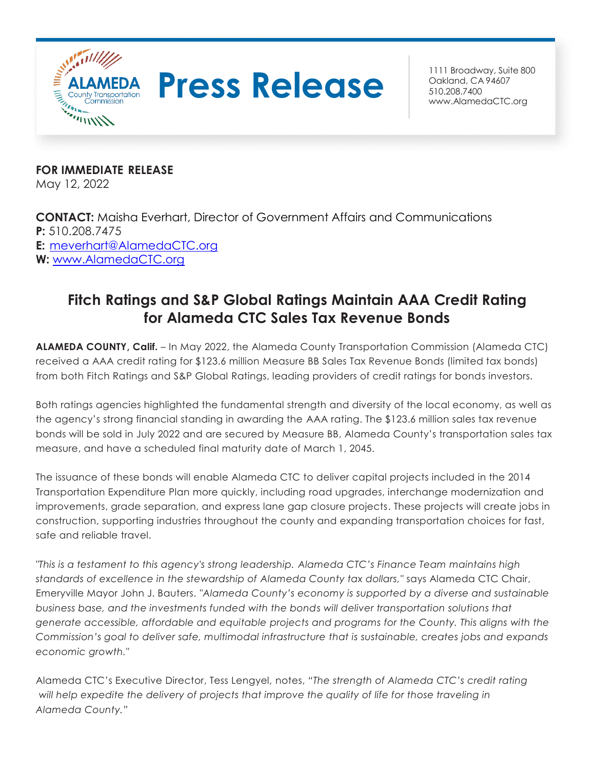**ALAMEDA** County Transportation Commission

# Press Release

1111 Broadway, Suite 800
Oakland, CA 94607
510.208.7400
www.AlamedaCTC.org

**FOR IMMEDIATE RELEASE**
May 12, 2022

**CONTACT:** Maisha Everhart, Director of Government Affairs and Communications
**P:** 510.208.7475
**E:** meverhart@AlamedaCTC.org
**W:** www.AlamedaCTC.org

## Fitch Ratings and S&P Global Ratings Maintain AAA Credit Rating for Alameda CTC Sales Tax Revenue Bonds

**ALAMEDA COUNTY, Calif.** – In May 2022, the Alameda County Transportation Commission (Alameda CTC) received a AAA credit rating for $123.6 million Measure BB Sales Tax Revenue Bonds (limited tax bonds) from both Fitch Ratings and S&P Global Ratings, leading providers of credit ratings for bonds investors.

Both ratings agencies highlighted the fundamental strength and diversity of the local economy, as well as the agency's strong financial standing in awarding the AAA rating. The $123.6 million sales tax revenue bonds will be sold in July 2022 and are secured by Measure BB, Alameda County's transportation sales tax measure, and have a scheduled final maturity date of March 1, 2045.

The issuance of these bonds will enable Alameda CTC to deliver capital projects included in the 2014 Transportation Expenditure Plan more quickly, including road upgrades, interchange modernization and improvements, grade separation, and express lane gap closure projects. These projects will create jobs in construction, supporting industries throughout the county and expanding transportation choices for fast, safe and reliable travel.

"*This is a testament to this agency's strong leadership. Alameda CTC's Finance Team maintains high standards of excellence in the stewardship of Alameda County tax dollars,*" says Alameda CTC Chair, Emeryville Mayor John J. Bauters. "*Alameda County's economy is supported by a diverse and sustainable business base, and the investments funded with the bonds will deliver transportation solutions that generate accessible, affordable and equitable projects and programs for the County. This aligns with the Commission's goal to deliver safe, multimodal infrastructure that is sustainable, creates jobs and expands economic growth.*"

Alameda CTC's Executive Director, Tess Lengyel, notes, "*The strength of Alameda CTC's credit rating will help expedite the delivery of projects that improve the quality of life for those traveling in Alameda County.*"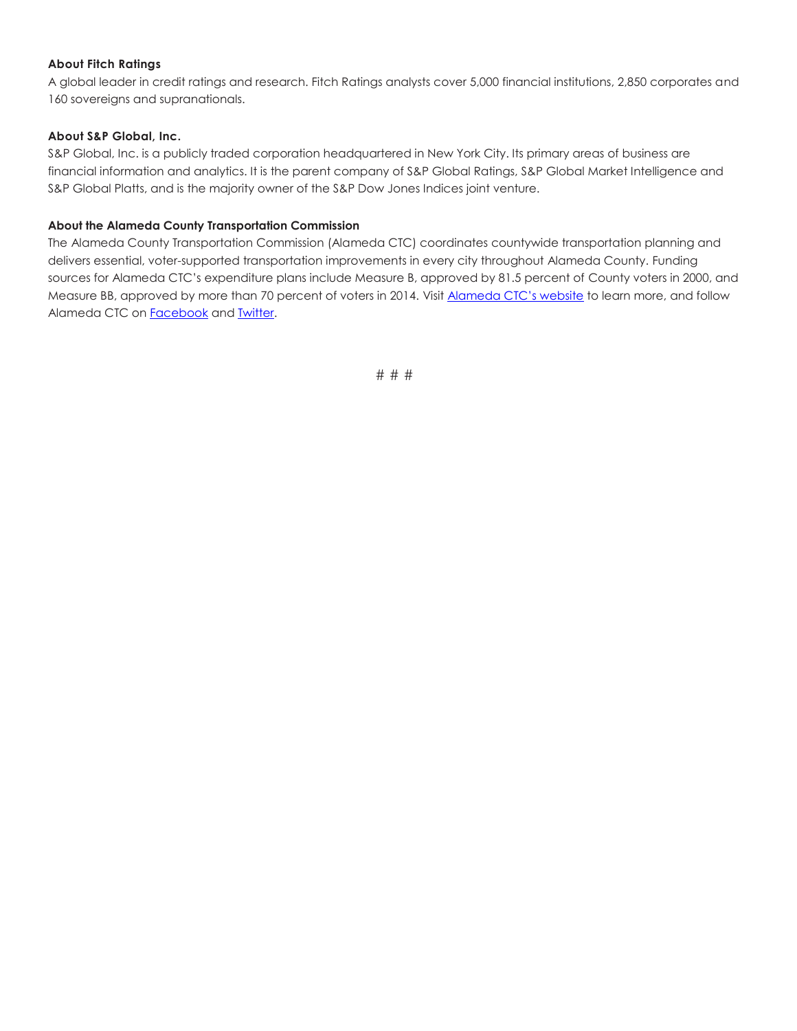**About Fitch Ratings**

A global leader in credit ratings and research. Fitch Ratings analysts cover 5,000 financial institutions, 2,850 corporates and 160 sovereigns and supranationals.

**About S&P Global, Inc.**

S&P Global, Inc. is a publicly traded corporation headquartered in New York City. Its primary areas of business are financial information and analytics. It is the parent company of S&P Global Ratings, S&P Global Market Intelligence and S&P Global Platts, and is the majority owner of the S&P Dow Jones Indices joint venture.

**About the Alameda County Transportation Commission**

The Alameda County Transportation Commission (Alameda CTC) coordinates countywide transportation planning and delivers essential, voter-supported transportation improvements in every city throughout Alameda County. Funding sources for Alameda CTC's expenditure plans include Measure B, approved by 81.5 percent of County voters in 2000, and Measure BB, approved by more than 70 percent of voters in 2014. Visit Alameda CTC's website to learn more, and follow Alameda CTC on Facebook and Twitter.

# # #